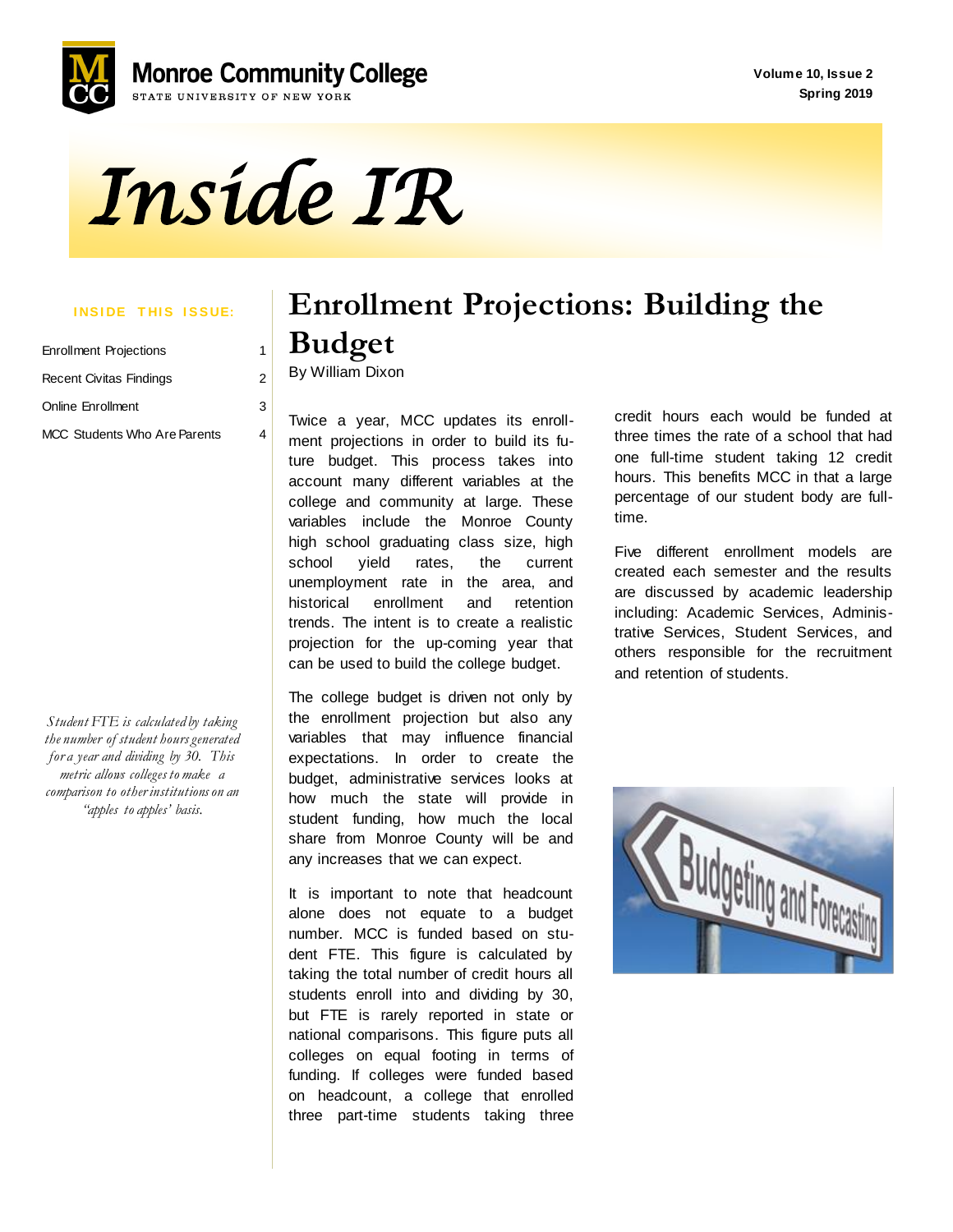Monroe Community College
STATE UNIVERSITY OF NEW YORK

Volume 10, Issue 2
Spring 2019

# Inside IR

**INSIDE THIS ISSUE:**

| | |
|---|---|
| Enrollment Projections | 1 |
| Recent Civitas Findings | 2 |
| Online Enrollment | 3 |
| MCC Students Who Are Parents | 4 |

*Student FTE is calculated by taking the number of student hours generated for a year and dividing by 30. This metric allows colleges to make a comparison to other institutions on an "apples to apples' basis.*

## Enrollment Projections: Building the Budget

By William Dixon

Twice a year, MCC updates its enrollment projections in order to build its future budget. This process takes into account many different variables at the college and community at large. These variables include the Monroe County high school graduating class size, high school yield rates, the current unemployment rate in the area, and historical enrollment and retention trends. The intent is to create a realistic projection for the up-coming year that can be used to build the college budget.

The college budget is driven not only by the enrollment projection but also any variables that may influence financial expectations. In order to create the budget, administrative services looks at how much the state will provide in student funding, how much the local share from Monroe County will be and any increases that we can expect.

It is important to note that headcount alone does not equate to a budget number. MCC is funded based on student FTE. This figure is calculated by taking the total number of credit hours all students enroll into and dividing by 30, but FTE is rarely reported in state or national comparisons. This figure puts all colleges on equal footing in terms of funding. If colleges were funded based on headcount, a college that enrolled three part-time students taking three credit hours each would be funded at three times the rate of a school that had one full-time student taking 12 credit hours. This benefits MCC in that a large percentage of our student body are full-time.

Five different enrollment models are created each semester and the results are discussed by academic leadership including: Academic Services, Administrative Services, Student Services, and others responsible for the recruitment and retention of students.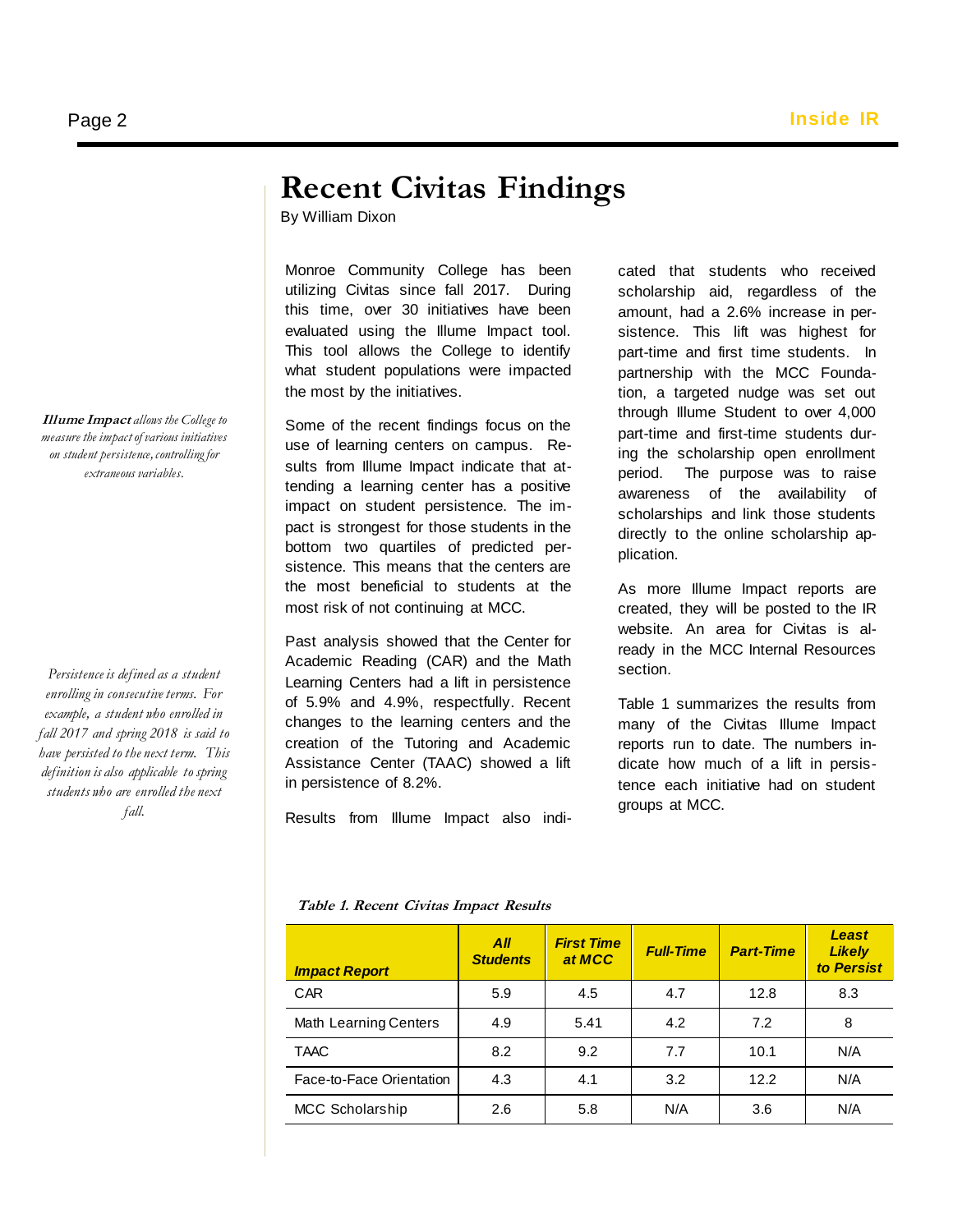# Recent Civitas Findings

By William Dixon

Monroe Community College has been utilizing Civitas since fall 2017. During this time, over 30 initiatives have been evaluated using the Illume Impact tool. This tool allows the College to identify what student populations were impacted the most by the initiatives.

Some of the recent findings focus on the use of learning centers on campus. Results from Illume Impact indicate that attending a learning center has a positive impact on student persistence. The impact is strongest for those students in the bottom two quartiles of predicted persistence. This means that the centers are the most beneficial to students at the most risk of not continuing at MCC.

Past analysis showed that the Center for Academic Reading (CAR) and the Math Learning Centers had a lift in persistence of 5.9% and 4.9%, respectfully. Recent changes to the learning centers and the creation of the Tutoring and Academic Assistance Center (TAAC) showed a lift in persistence of 8.2%.

Results from Illume Impact also indicated that students who received scholarship aid, regardless of the amount, had a 2.6% increase in persistence. This lift was highest for part-time and first time students. In partnership with the MCC Foundation, a targeted nudge was set out through Illume Student to over 4,000 part-time and first-time students during the scholarship open enrollment period. The purpose was to raise awareness of the availability of scholarships and link those students directly to the online scholarship application.

As more Illume Impact reports are created, they will be posted to the IR website. An area for Civitas is already in the MCC Internal Resources section.

Table 1 summarizes the results from many of the Civitas Illume Impact reports run to date. The numbers indicate how much of a lift in persistence each initiative had on student groups at MCC.

***Illume Impact*** *allows the College to measure the impact of various initiatives on student persistence, controlling for extraneous variables.*

*Persistence is defined as a student enrolling in consecutive terms. For example, a student who enrolled in fall 2017 and spring 2018 is said to have persisted to the next term. This definition is also applicable to spring students who are enrolled the next fall.*

***Table 1. Recent Civitas Impact Results***

| Impact Report | All Students | First Time at MCC | Full-Time | Part-Time | Least Likely to Persist |
|---|---|---|---|---|---|
| CAR | 5.9 | 4.5 | 4.7 | 12.8 | 8.3 |
| Math Learning Centers | 4.9 | 5.41 | 4.2 | 7.2 | 8 |
| TAAC | 8.2 | 9.2 | 7.7 | 10.1 | N/A |
| Face-to-Face Orientation | 4.3 | 4.1 | 3.2 | 12.2 | N/A |
| MCC Scholarship | 2.6 | 5.8 | N/A | 3.6 | N/A |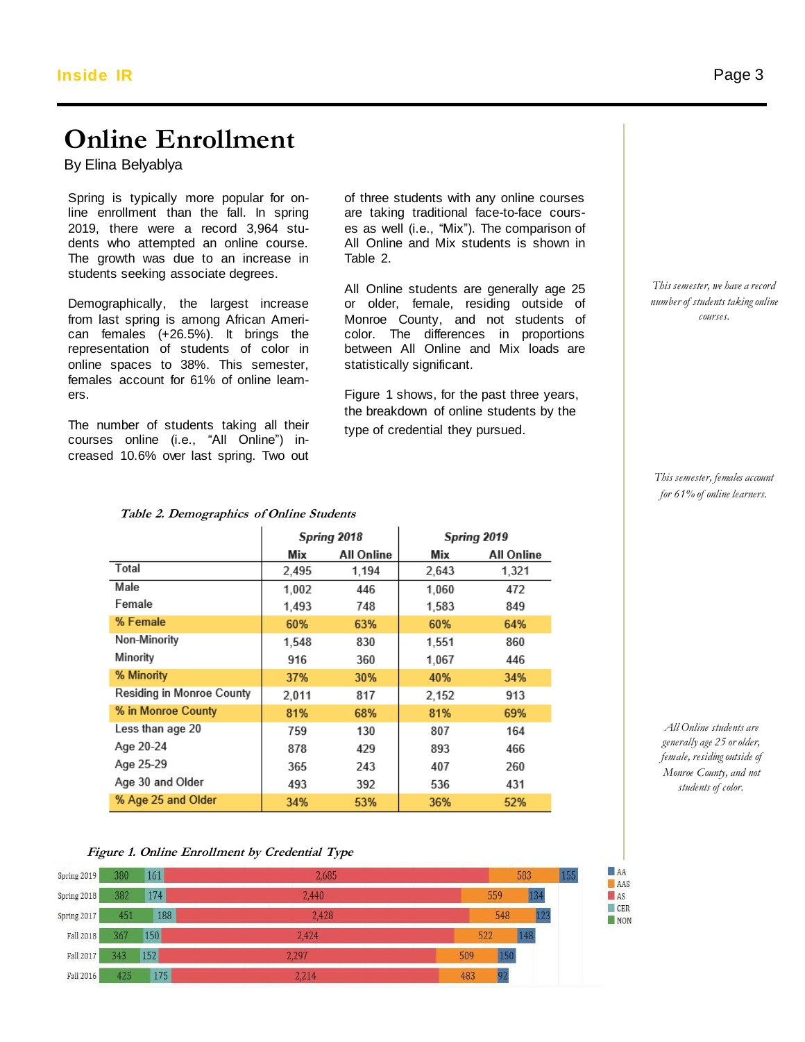# Online Enrollment

By Elina Belyablya

Spring is typically more popular for online enrollment than the fall. In spring 2019, there were a record 3,964 students who attempted an online course. The growth was due to an increase in students seeking associate degrees.

Demographically, the largest increase from last spring is among African American females (+26.5%). It brings the representation of students of color in online spaces to 38%. This semester, females account for 61% of online learners.

The number of students taking all their courses online (i.e., "All Online") increased 10.6% over last spring. Two out of three students with any online courses are taking traditional face-to-face courses as well (i.e., "Mix"). The comparison of All Online and Mix students is shown in Table 2.

All Online students are generally age 25 or older, female, residing outside of Monroe County, and not students of color. The differences in proportions between All Online and Mix loads are statistically significant.

Figure 1 shows, for the past three years, the breakdown of online students by the type of credential they pursued.

*This semester, we have a record number of students taking online courses.*

*This semester, females account for 61% of online learners.*

*All Online students are generally age 25 or older, female, residing outside of Monroe County, and not students of color.*

*Table 2. Demographics of Online Students*

| | Spring 2018 | | Spring 2019 | |
|---|---|---|---|---|
| | Mix | All Online | Mix | All Online |
| Total | 2,495 | 1,194 | 2,643 | 1,321 |
| Male | 1,002 | 446 | 1,060 | 472 |
| Female | 1,493 | 748 | 1,583 | 849 |
| % Female | 60% | 63% | 60% | 64% |
| Non-Minority | 1,548 | 830 | 1,551 | 860 |
| Minority | 916 | 360 | 1,067 | 446 |
| % Minority | 37% | 30% | 40% | 34% |
| Residing in Monroe County | 2,011 | 817 | 2,152 | 913 |
| % in Monroe County | 81% | 68% | 81% | 69% |
| Less than age 20 | 759 | 130 | 807 | 164 |
| Age 20-24 | 878 | 429 | 893 | 466 |
| Age 25-29 | 365 | 243 | 407 | 260 |
| Age 30 and Older | 493 | 392 | 536 | 431 |
| % Age 25 and Older | 34% | 53% | 36% | 52% |

*Figure 1. Online Enrollment by Credential Type*

| | NON | CER | AS | AAS | AA |
|---|---|---|---|---|---|
| Spring 2019 | 380 | 161 | 2,685 | 583 | 155 |
| Spring 2018 | 382 | 174 | 2,440 | 559 | 134 |
| Spring 2017 | 451 | 188 | 2,428 | 548 | 123 |
| Fall 2018 | 367 | 150 | 2,424 | 522 | 148 |
| Fall 2017 | 343 | 152 | 2,297 | 509 | 150 |
| Fall 2016 | 425 | 175 | 2,214 | 483 | 92 |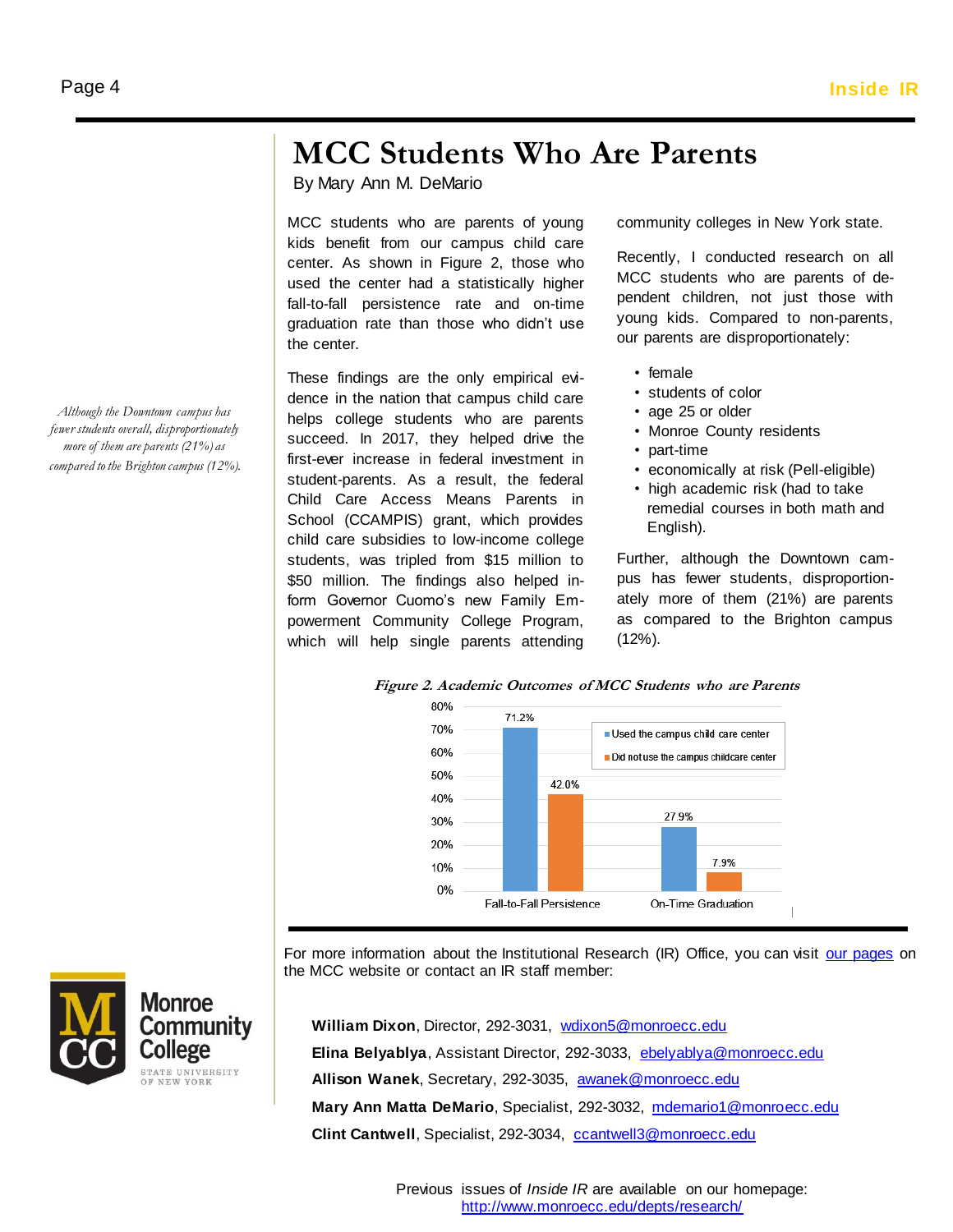# MCC Students Who Are Parents

By Mary Ann M. DeMario

*Although the Downtown campus has fewer students overall, disproportionately more of them are parents (21%) as compared to the Brighton campus (12%).*

MCC students who are parents of young kids benefit from our campus child care center. As shown in Figure 2, those who used the center had a statistically higher fall-to-fall persistence rate and on-time graduation rate than those who didn't use the center.

These findings are the only empirical evidence in the nation that campus child care helps college students who are parents succeed. In 2017, they helped drive the first-ever increase in federal investment in student-parents. As a result, the federal Child Care Access Means Parents in School (CCAMPIS) grant, which provides child care subsidies to low-income college students, was tripled from $15 million to $50 million. The findings also helped inform Governor Cuomo's new Family Empowerment Community College Program, which will help single parents attending community colleges in New York state.

Recently, I conducted research on all MCC students who are parents of dependent children, not just those with young kids. Compared to non-parents, our parents are disproportionately:

- female
- students of color
- age 25 or older
- Monroe County residents
- part-time
- economically at risk (Pell-eligible)
- high academic risk (had to take remedial courses in both math and English).

Further, although the Downtown campus has fewer students, disproportionately more of them (21%) are parents as compared to the Brighton campus (12%).

*Figure 2. Academic Outcomes of MCC Students who are Parents*

80%
70%
60%
50%
40%
30%
20%
10%
0%

Used the campus child care center
Did not use the campus childcare center

71.2%
42.0%
27.9%
7.9%

Fall-to-Fall Persistence
On-Time Graduation

For more information about the Institutional Research (IR) Office, you can visit our pages on the MCC website or contact an IR staff member:

Monroe Community College
STATE UNIVERSITY OF NEW YORK

**William Dixon**, Director, 292-3031, wdixon5@monroecc.edu

**Elina Belyablya**, Assistant Director, 292-3033, ebelyablya@monroecc.edu

**Allison Wanek**, Secretary, 292-3035, awanek@monroecc.edu

**Mary Ann Matta DeMario**, Specialist, 292-3032, mdemario1@monroecc.edu

**Clint Cantwell**, Specialist, 292-3034, ccantwell3@monroecc.edu

Previous issues of *Inside IR* are available on our homepage: http://www.monroecc.edu/depts/research/